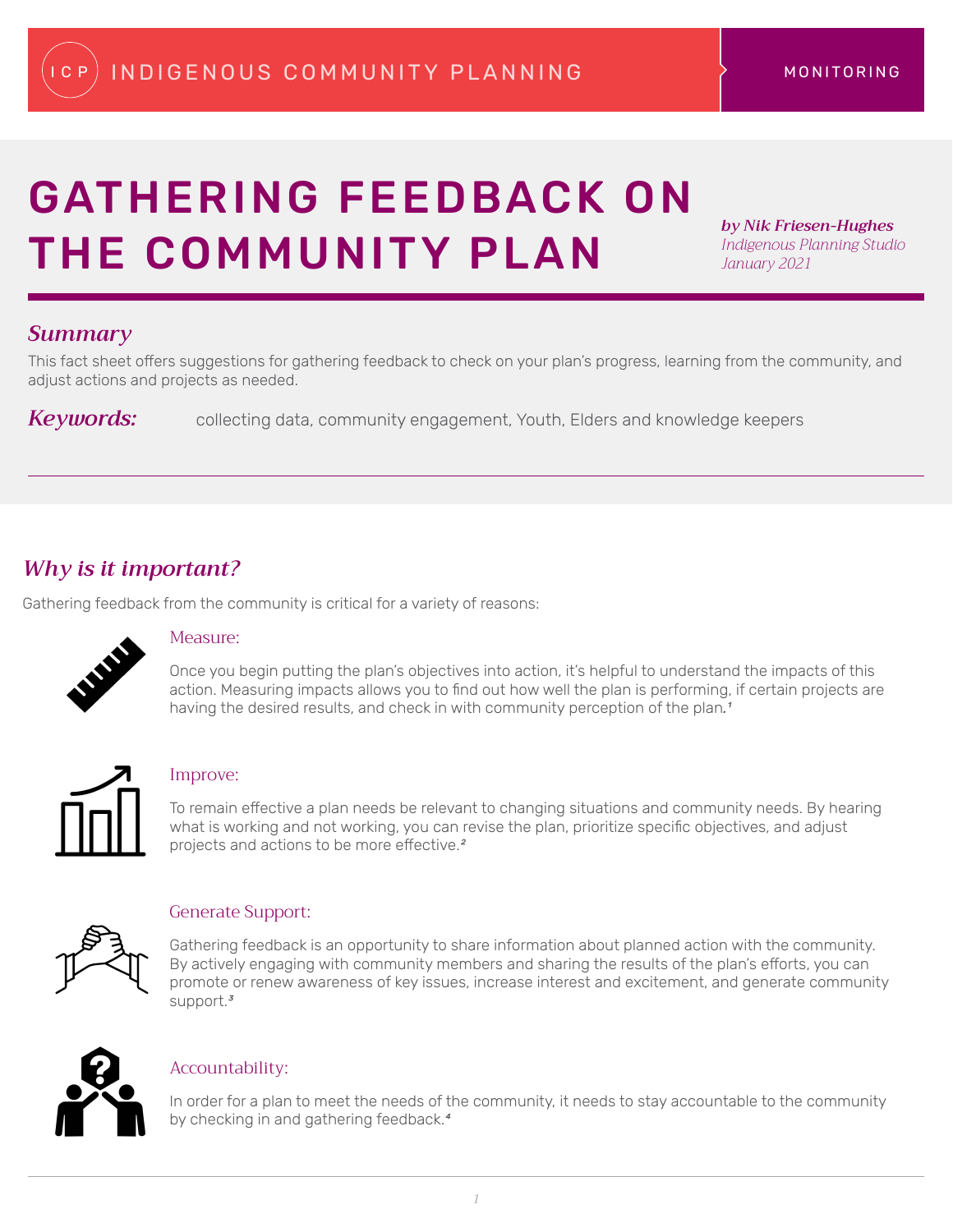INDIGENOUS COMMUNITY PLANNING — MONITORING

# GATHERING FEEDBACK ON THE COMMUNITY PLAN

***by Nik Friesen-Hughes***
*Indigenous Planning Studio*
*January 2021*

## *Summary*

This fact sheet offers suggestions for gathering feedback to check on your plan's progress, learning from the community, and adjust actions and projects as needed.

***Keywords:*** collecting data, community engagement, Youth, Elders and knowledge keepers

---

## *Why is it important?*

Gathering feedback from the community is critical for a variety of reasons:

### Measure:

Once you begin putting the plan's objectives into action, it's helpful to understand the impacts of this action. Measuring impacts allows you to find out how well the plan is performing, if certain projects are having the desired results, and check in with community perception of the plan.[1]

### Improve:

To remain effective a plan needs be relevant to changing situations and community needs. By hearing what is working and not working, you can revise the plan, prioritize specific objectives, and adjust projects and actions to be more effective.[2]

### Generate Support:

Gathering feedback is an opportunity to share information about planned action with the community. By actively engaging with community members and sharing the results of the plan's efforts, you can promote or renew awareness of key issues, increase interest and excitement, and generate community support.[3]

### Accountability:

In order for a plan to meet the needs of the community, it needs to stay accountable to the community by checking in and gathering feedback.[4]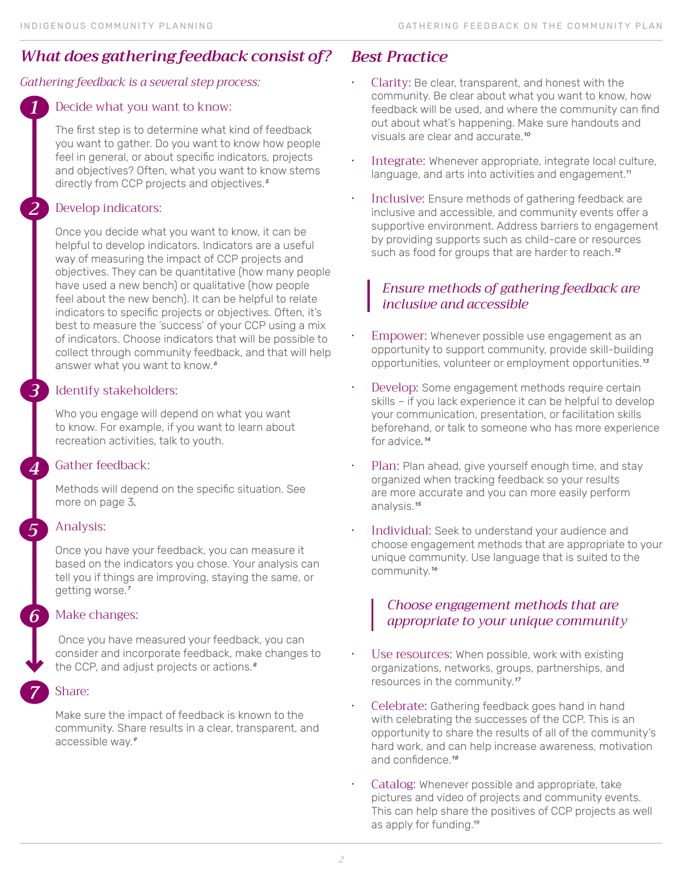## What does gathering feedback consist of?

*Gathering feedback is a several step process:*

### 1 Decide what you want to know:

The first step is to determine what kind of feedback you want to gather. Do you want to know how people feel in general, or about specific indicators, projects and objectives? Often, what you want to know stems directly from CCP projects and objectives.[5]

### 2 Develop indicators:

Once you decide what you want to know, it can be helpful to develop indicators. Indicators are a useful way of measuring the impact of CCP projects and objectives. They can be quantitative (how many people have used a new bench) or qualitative (how people feel about the new bench). It can be helpful to relate indicators to specific projects or objectives. Often, it's best to measure the 'success' of your CCP using a mix of indicators. Choose indicators that will be possible to collect through community feedback, and that will help answer what you want to know.[6]

### 3 Identify stakeholders:

Who you engage will depend on what you want to know. For example, if you want to learn about recreation activities, talk to youth.

### 4 Gather feedback:

Methods will depend on the specific situation. See more on page 3.

### 5 Analysis:

Once you have your feedback, you can measure it based on the indicators you chose. Your analysis can tell you if things are improving, staying the same, or getting worse.[7]

### 6 Make changes:

Once you have measured your feedback, you can consider and incorporate feedback, make changes to the CCP, and adjust projects or actions.[8]

### 7 Share:

Make sure the impact of feedback is known to the community. Share results in a clear, transparent, and accessible way.[9]

## Best Practice

- Clarity: Be clear, transparent, and honest with the community. Be clear about what you want to know, how feedback will be used, and where the community can find out about what's happening. Make sure handouts and visuals are clear and accurate.[10]
- Integrate: Whenever appropriate, integrate local culture, language, and arts into activities and engagement.[11]
- Inclusive: Ensure methods of gathering feedback are inclusive and accessible, and community events offer a supportive environment. Address barriers to engagement by providing supports such as child-care or resources such as food for groups that are harder to reach.[12]

> *Ensure methods of gathering feedback are inclusive and accessible*

- Empower: Whenever possible use engagement as an opportunity to support community, provide skill-building opportunities, volunteer or employment opportunities.[13]
- Develop: Some engagement methods require certain skills – if you lack experience it can be helpful to develop your communication, presentation, or facilitation skills beforehand, or talk to someone who has more experience for advice.[14]
- Plan: Plan ahead, give yourself enough time, and stay organized when tracking feedback so your results are more accurate and you can more easily perform analysis.[15]
- Individual: Seek to understand your audience and choose engagement methods that are appropriate to your unique community. Use language that is suited to the community.[16]

> *Choose engagement methods that are appropriate to your unique community*

- Use resources: When possible, work with existing organizations, networks, groups, partnerships, and resources in the community.[17]
- Celebrate: Gathering feedback goes hand in hand with celebrating the successes of the CCP. This is an opportunity to share the results of all of the community's hard work, and can help increase awareness, motivation and confidence.[18]
- Catalog: Whenever possible and appropriate, take pictures and video of projects and community events. This can help share the positives of CCP projects as well as apply for funding.[19]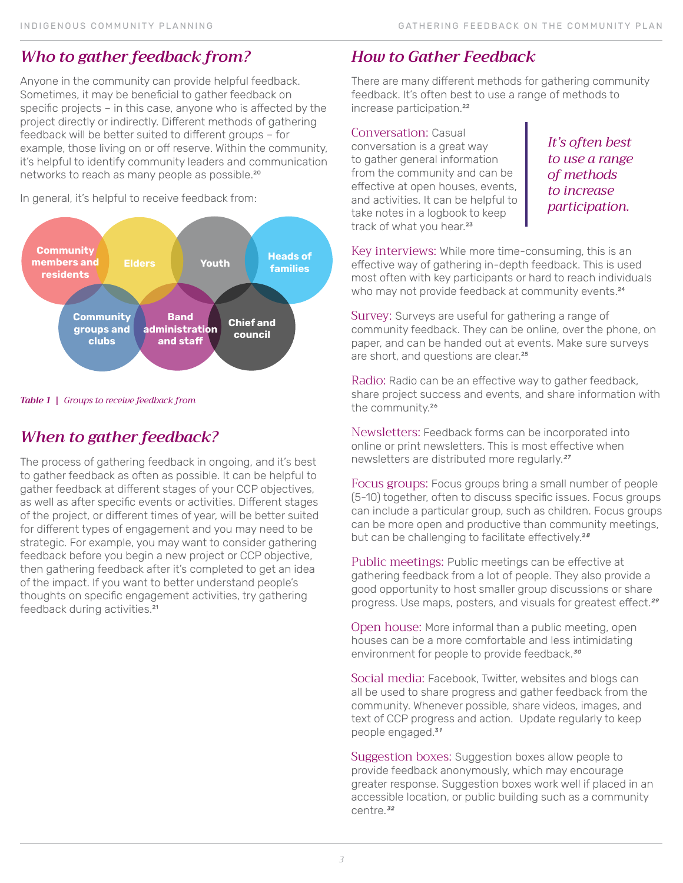## *Who to gather feedback from?*

Anyone in the community can provide helpful feedback. Sometimes, it may be beneficial to gather feedback on specific projects – in this case, anyone who is affected by the project directly or indirectly. Different methods of gathering feedback will be better suited to different groups – for example, those living on or off reserve. Within the community, it's helpful to identify community leaders and communication networks to reach as many people as possible.[20]

In general, it's helpful to receive feedback from:

- Community members and residents
- Elders
- Youth
- Heads of families
- Community groups and clubs
- Band administration and staff
- Chief and council

*Table 1 | Groups to receive feedback from*

## *When to gather feedback?*

The process of gathering feedback in ongoing, and it's best to gather feedback as often as possible. It can be helpful to gather feedback at different stages of your CCP objectives, as well as after specific events or activities. Different stages of the project, or different times of year, will be better suited for different types of engagement and you may need to be strategic. For example, you may want to consider gathering feedback before you begin a new project or CCP objective, then gathering feedback after it's completed to get an idea of the impact. If you want to better understand people's thoughts on specific engagement activities, try gathering feedback during activities.[21]

## *How to Gather Feedback*

There are many different methods for gathering community feedback. It's often best to use a range of methods to increase participation.[22]

> *It's often best to use a range of methods to increase participation.*

Conversation: Casual conversation is a great way to gather general information from the community and can be effective at open houses, events, and activities. It can be helpful to take notes in a logbook to keep track of what you hear.[23]

Key interviews: While more time-consuming, this is an effective way of gathering in-depth feedback. This is used most often with key participants or hard to reach individuals who may not provide feedback at community events.[24]

Survey: Surveys are useful for gathering a range of community feedback. They can be online, over the phone, on paper, and can be handed out at events. Make sure surveys are short, and questions are clear.[25]

Radio: Radio can be an effective way to gather feedback, share project success and events, and share information with the community.[26]

Newsletters: Feedback forms can be incorporated into online or print newsletters. This is most effective when newsletters are distributed more regularly.[27]

Focus groups: Focus groups bring a small number of people (5-10) together, often to discuss specific issues. Focus groups can include a particular group, such as children. Focus groups can be more open and productive than community meetings, but can be challenging to facilitate effectively.[28]

Public meetings: Public meetings can be effective at gathering feedback from a lot of people. They also provide a good opportunity to host smaller group discussions or share progress. Use maps, posters, and visuals for greatest effect.[29]

Open house: More informal than a public meeting, open houses can be a more comfortable and less intimidating environment for people to provide feedback.[30]

Social media: Facebook, Twitter, websites and blogs can all be used to share progress and gather feedback from the community. Whenever possible, share videos, images, and text of CCP progress and action. Update regularly to keep people engaged.[31]

Suggestion boxes: Suggestion boxes allow people to provide feedback anonymously, which may encourage greater response. Suggestion boxes work well if placed in an accessible location, or public building such as a community centre.[32]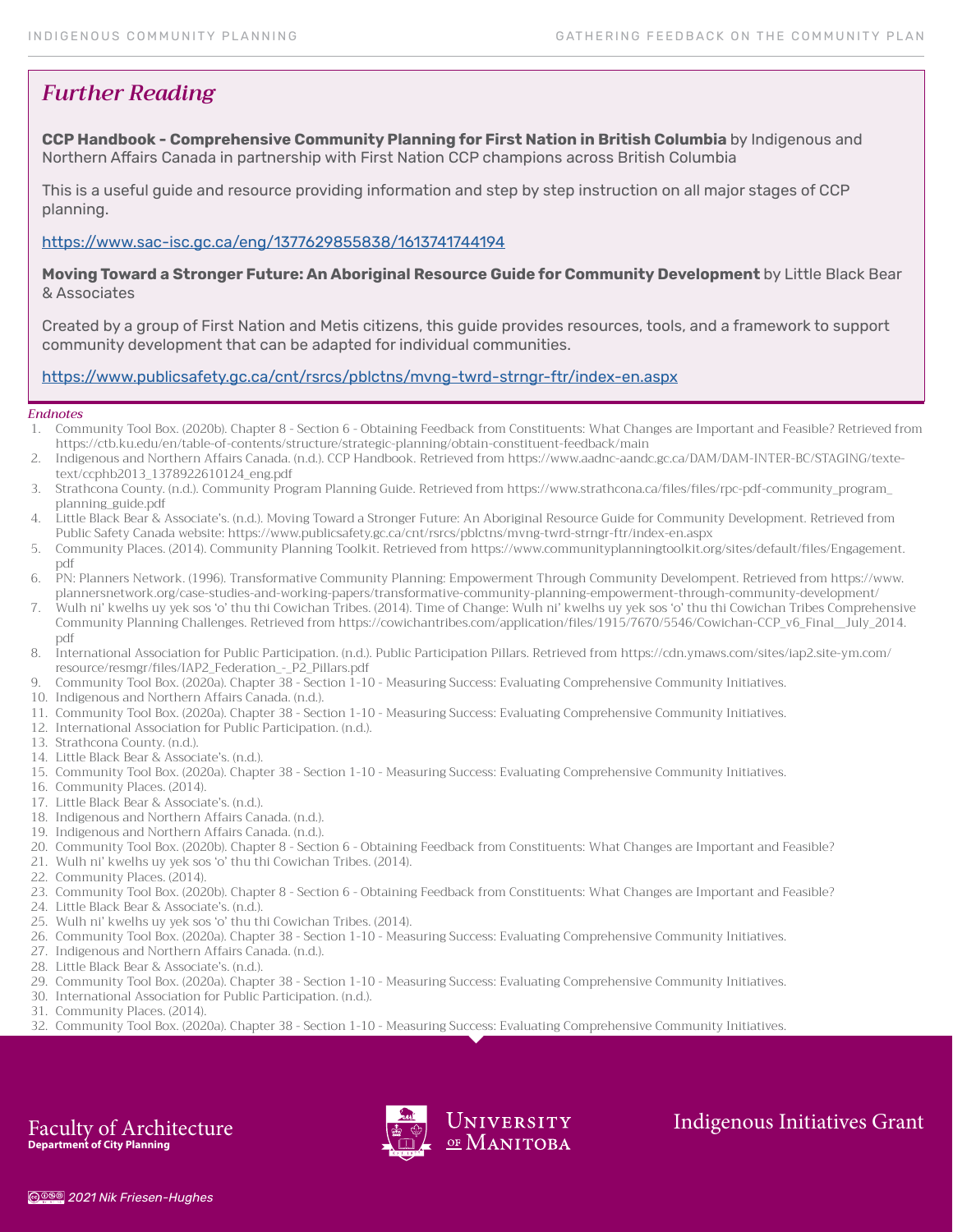## *Further Reading*

**CCP Handbook - Comprehensive Community Planning for First Nation in British Columbia** by Indigenous and Northern Affairs Canada in partnership with First Nation CCP champions across British Columbia

This is a useful guide and resource providing information and step by step instruction on all major stages of CCP planning.

https://www.sac-isc.gc.ca/eng/1377629855838/1613741744194

**Moving Toward a Stronger Future: An Aboriginal Resource Guide for Community Development** by Little Black Bear & Associates

Created by a group of First Nation and Metis citizens, this guide provides resources, tools, and a framework to support community development that can be adapted for individual communities.

https://www.publicsafety.gc.ca/cnt/rsrcs/pblctns/mvng-twrd-strngr-ftr/index-en.aspx

*Endnotes*

1. Community Tool Box. (2020b). Chapter 8 - Section 6 - Obtaining Feedback from Constituents: What Changes are Important and Feasible? Retrieved from https://ctb.ku.edu/en/table-of-contents/structure/strategic-planning/obtain-constituent-feedback/main
2. Indigenous and Northern Affairs Canada. (n.d.). CCP Handbook. Retrieved from https://www.aadnc-aandc.gc.ca/DAM/DAM-INTER-BC/STAGING/texte-text/ccphb2013_1378922610124_eng.pdf
3. Strathcona County. (n.d.). Community Program Planning Guide. Retrieved from https://www.strathcona.ca/files/files/rpc-pdf-community_program_planning_guide.pdf
4. Little Black Bear & Associate's. (n.d.). Moving Toward a Stronger Future: An Aboriginal Resource Guide for Community Development. Retrieved from Public Safety Canada website: https://www.publicsafety.gc.ca/cnt/rsrcs/pblctns/mvng-twrd-strngr-ftr/index-en.aspx
5. Community Places. (2014). Community Planning Toolkit. Retrieved from https://www.communityplanningtoolkit.org/sites/default/files/Engagement.pdf
6. PN: Planners Network. (1996). Transformative Community Planning: Empowerment Through Community Develompent. Retrieved from https://www.plannersnetwork.org/case-studies-and-working-papers/transformative-community-planning-empowerment-through-community-development/
7. Wulh ni' kwelhs uy yek sos 'o' thu thi Cowichan Tribes. (2014). Time of Change: Wulh ni' kwelhs uy yek sos 'o' thu thi Cowichan Tribes Comprehensive Community Planning Challenges. Retrieved from https://cowichantribes.com/application/files/1915/7670/5546/Cowichan-CCP_v6_Final__July_2014.pdf
8. International Association for Public Participation. (n.d.). Public Participation Pillars. Retrieved from https://cdn.ymaws.com/sites/iap2.site-ym.com/resource/resmgr/files/IAP2_Federation_-_P2_Pillars.pdf
9. Community Tool Box. (2020a). Chapter 38 - Section 1-10 - Measuring Success: Evaluating Comprehensive Community Initiatives.
10. Indigenous and Northern Affairs Canada. (n.d.).
11. Community Tool Box. (2020a). Chapter 38 - Section 1-10 - Measuring Success: Evaluating Comprehensive Community Initiatives.
12. International Association for Public Participation. (n.d.).
13. Strathcona County. (n.d.).
14. Little Black Bear & Associate's. (n.d.).
15. Community Tool Box. (2020a). Chapter 38 - Section 1-10 - Measuring Success: Evaluating Comprehensive Community Initiatives.
16. Community Places. (2014).
17. Little Black Bear & Associate's. (n.d.).
18. Indigenous and Northern Affairs Canada. (n.d.).
19. Indigenous and Northern Affairs Canada. (n.d.).
20. Community Tool Box. (2020b). Chapter 8 - Section 6 - Obtaining Feedback from Constituents: What Changes are Important and Feasible?
21. Wulh ni' kwelhs uy yek sos 'o' thu thi Cowichan Tribes. (2014).
22. Community Places. (2014).
23. Community Tool Box. (2020b). Chapter 8 - Section 6 - Obtaining Feedback from Constituents: What Changes are Important and Feasible?
24. Little Black Bear & Associate's. (n.d.).
25. Wulh ni' kwelhs uy yek sos 'o' thu thi Cowichan Tribes. (2014).
26. Community Tool Box. (2020a). Chapter 38 - Section 1-10 - Measuring Success: Evaluating Comprehensive Community Initiatives.
27. Indigenous and Northern Affairs Canada. (n.d.).
28. Little Black Bear & Associate's. (n.d.).
29. Community Tool Box. (2020a). Chapter 38 - Section 1-10 - Measuring Success: Evaluating Comprehensive Community Initiatives.
30. International Association for Public Participation. (n.d.).
31. Community Places. (2014).
32. Community Tool Box. (2020a). Chapter 38 - Section 1-10 - Measuring Success: Evaluating Comprehensive Community Initiatives.

Faculty of Architecture
**Department of City Planning**

University of Manitoba

Indigenous Initiatives Grant

*2021 Nik Friesen-Hughes*